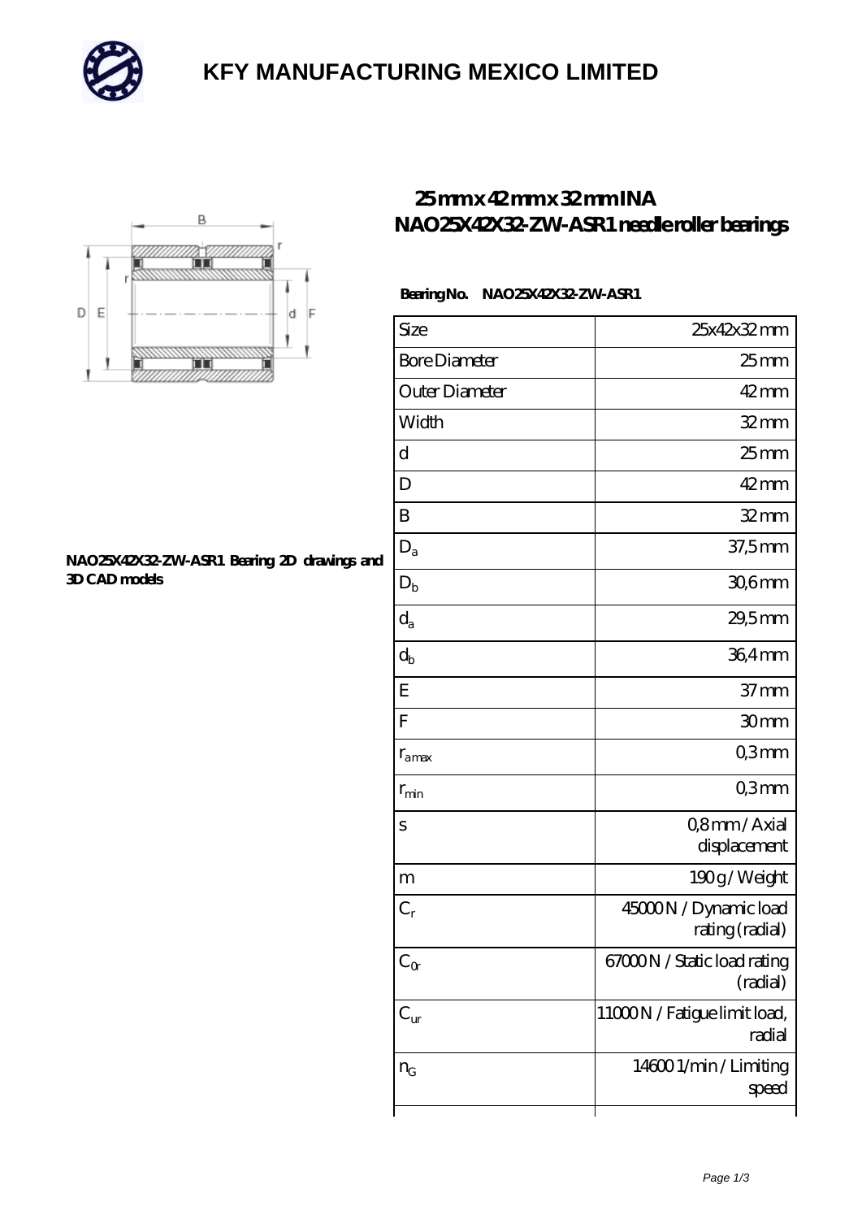# KFY MANUFACTURING MEXICO LIMITED

## 25 mm x 42 mm x 32 mm INA NAO25X42X32-ZW-ASR1 needle roller bearings

NAO25X42X32-ZW-ASR1 Bearing 2D drawings and 3D CAD models

**Bearing No.** NAO25X42X32-ZW-ASR1

| Size | 25x42x32 mm |
|---|---|
| Bore Diameter | 25 mm |
| Outer Diameter | 42 mm |
| Width | 32 mm |
| d | 25 mm |
| D | 42 mm |
| B | 32 mm |
| $D_a$ | 37,5 mm |
| $D_b$ | 30,6 mm |
| $d_a$ | 29,5 mm |
| $d_b$ | 36,4 mm |
| E | 37 mm |
| F | 30 mm |
| $r_{amax}$ | 0,3 mm |
| $r_{min}$ | 0,3 mm |
| s | 0,8 mm / Axial displacement |
| m | 190 g / Weight |
| $C_r$ | 45000 N / Dynamic load rating (radial) |
| $C_{0r}$ | 67000 N / Static load rating (radial) |
| $C_{ur}$ | 11000 N / Fatigue limit load, radial |
| $n_G$ | 14600 1/min / Limiting speed |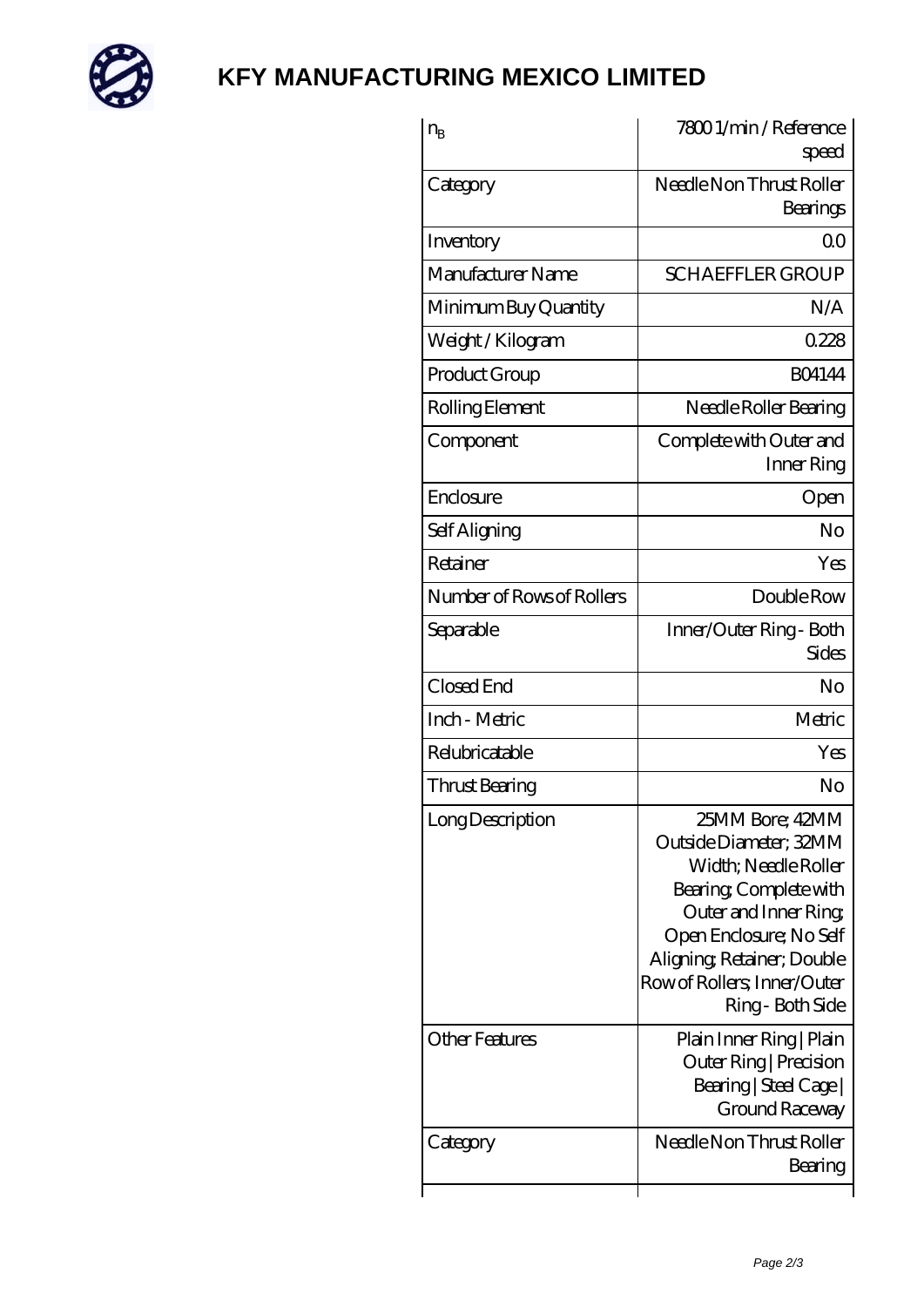# KFY MANUFACTURING MEXICO LIMITED

| $n_B$ | 7800 1/min / Reference speed |
| --- | --- |
| Category | Needle Non Thrust Roller Bearings |
| Inventory | 0.0 |
| Manufacturer Name | SCHAEFFLER GROUP |
| Minimum Buy Quantity | N/A |
| Weight / Kilogram | 0.228 |
| Product Group | B04144 |
| Rolling Element | Needle Roller Bearing |
| Component | Complete with Outer and Inner Ring |
| Enclosure | Open |
| Self Aligning | No |
| Retainer | Yes |
| Number of Rows of Rollers | Double Row |
| Separable | Inner/Outer Ring - Both Sides |
| Closed End | No |
| Inch - Metric | Metric |
| Relubricatable | Yes |
| Thrust Bearing | No |
| Long Description | 25MM Bore; 42MM Outside Diameter; 32MM Width; Needle Roller Bearing; Complete with Outer and Inner Ring; Open Enclosure; No Self Aligning; Retainer; Double Row of Rollers; Inner/Outer Ring - Both Side |
| Other Features | Plain Inner Ring \| Plain Outer Ring \| Precision Bearing \| Steel Cage \| Ground Raceway |
| Category | Needle Non Thrust Roller Bearing |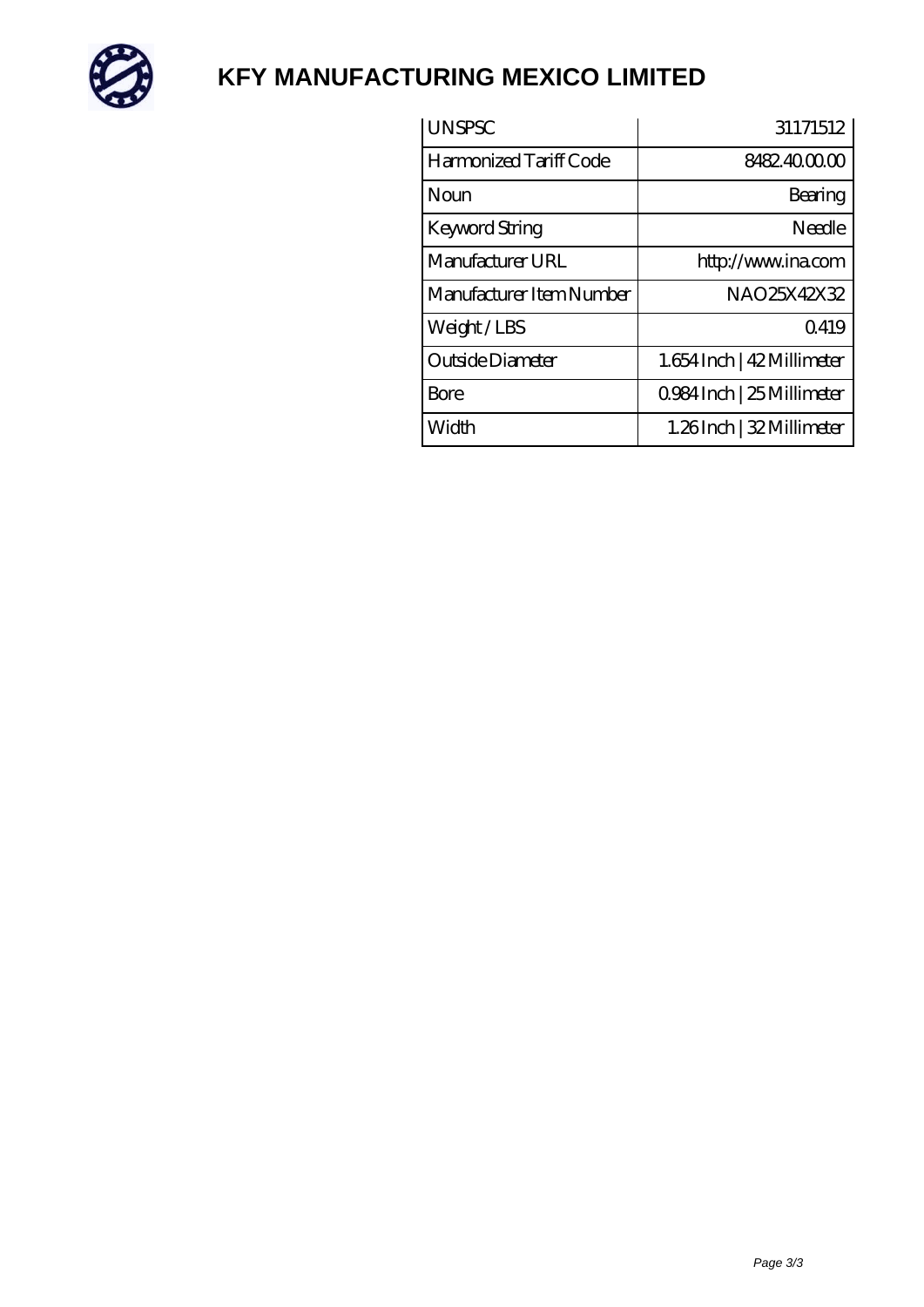# KFY MANUFACTURING MEXICO LIMITED

| | |
|---|---|
| UNSPSC | 31171512 |
| Harmonized Tariff Code | 8482.40.00.00 |
| Noun | Bearing |
| Keyword String | Needle |
| Manufacturer URL | http://www.ina.com |
| Manufacturer Item Number | NAO25X42X32 |
| Weight / LBS | 0.419 |
| Outside Diameter | 1.654 Inch \| 42 Millimeter |
| Bore | 0.984 Inch \| 25 Millimeter |
| Width | 1.26 Inch \| 32 Millimeter |